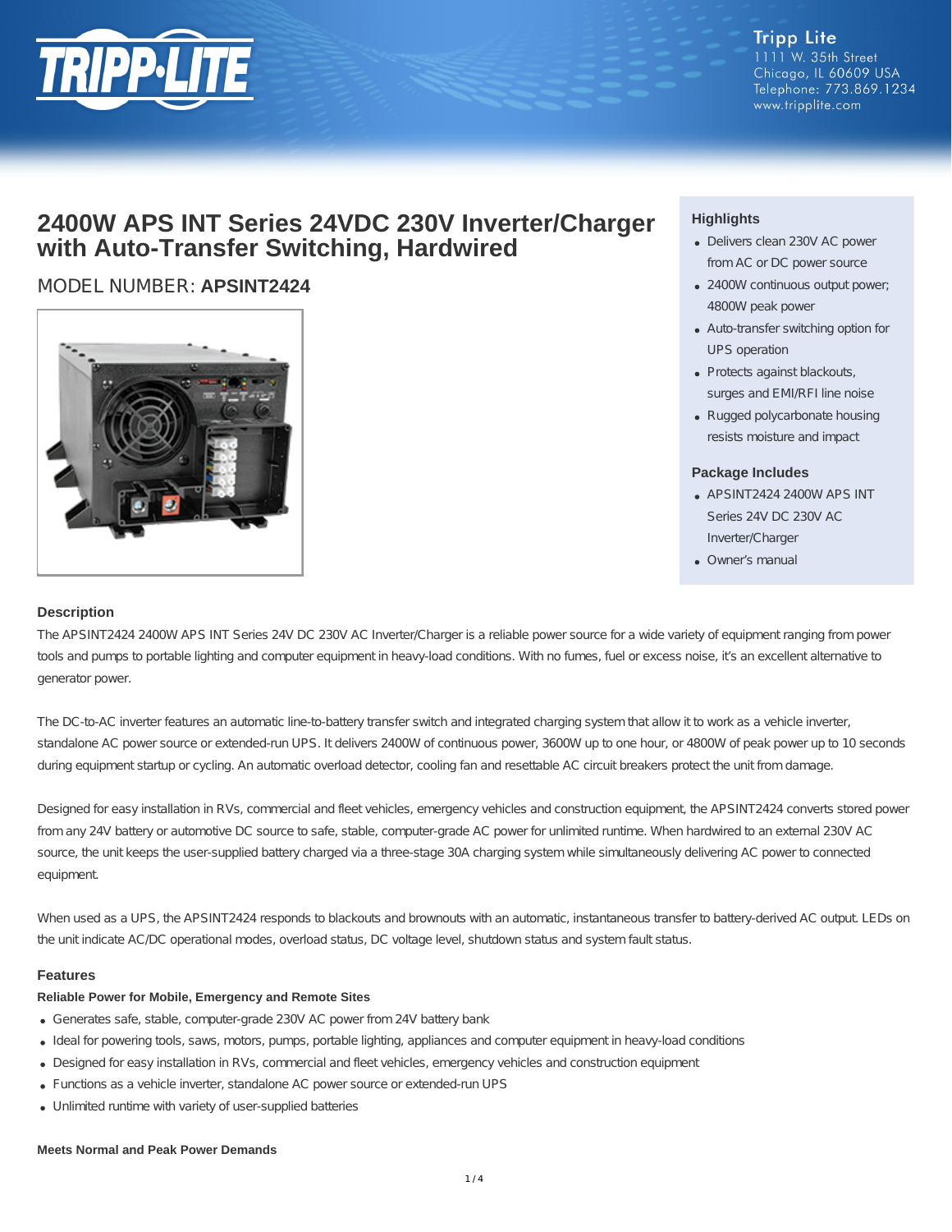Tripp Lite
1111 W. 35th Street
Chicago, IL 60609 USA
Telephone: 773.869.1234
www.tripplite.com

# 2400W APS INT Series 24VDC 230V Inverter/Charger with Auto-Transfer Switching, Hardwired

MODEL NUMBER: **APSINT2424**

### Highlights

- Delivers clean 230V AC power from AC or DC power source
- 2400W continuous output power; 4800W peak power
- Auto-transfer switching option for UPS operation
- Protects against blackouts, surges and EMI/RFI line noise
- Rugged polycarbonate housing resists moisture and impact

### Package Includes

- APSINT2424 2400W APS INT Series 24V DC 230V AC Inverter/Charger
- Owner's manual

## Description

The APSINT2424 2400W APS INT Series 24V DC 230V AC Inverter/Charger is a reliable power source for a wide variety of equipment ranging from power tools and pumps to portable lighting and computer equipment in heavy-load conditions. With no fumes, fuel or excess noise, it's an excellent alternative to generator power.

The DC-to-AC inverter features an automatic line-to-battery transfer switch and integrated charging system that allow it to work as a vehicle inverter, standalone AC power source or extended-run UPS. It delivers 2400W of continuous power, 3600W up to one hour, or 4800W of peak power up to 10 seconds during equipment startup or cycling. An automatic overload detector, cooling fan and resettable AC circuit breakers protect the unit from damage.

Designed for easy installation in RVs, commercial and fleet vehicles, emergency vehicles and construction equipment, the APSINT2424 converts stored power from any 24V battery or automotive DC source to safe, stable, computer-grade AC power for unlimited runtime. When hardwired to an external 230V AC source, the unit keeps the user-supplied battery charged via a three-stage 30A charging system while simultaneously delivering AC power to connected equipment.

When used as a UPS, the APSINT2424 responds to blackouts and brownouts with an automatic, instantaneous transfer to battery-derived AC output. LEDs on the unit indicate AC/DC operational modes, overload status, DC voltage level, shutdown status and system fault status.

## Features

### Reliable Power for Mobile, Emergency and Remote Sites

- Generates safe, stable, computer-grade 230V AC power from 24V battery bank
- Ideal for powering tools, saws, motors, pumps, portable lighting, appliances and computer equipment in heavy-load conditions
- Designed for easy installation in RVs, commercial and fleet vehicles, emergency vehicles and construction equipment
- Functions as a vehicle inverter, standalone AC power source or extended-run UPS
- Unlimited runtime with variety of user-supplied batteries

### Meets Normal and Peak Power Demands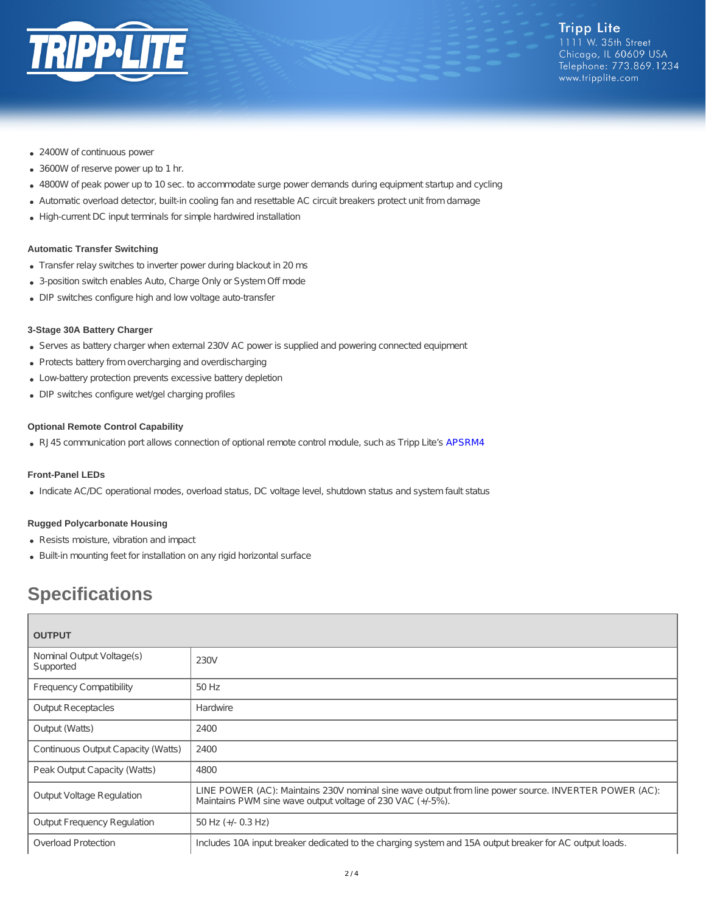- 2400W of continuous power
- 3600W of reserve power up to 1 hr.
- 4800W of peak power up to 10 sec. to accommodate surge power demands during equipment startup and cycling
- Automatic overload detector, built-in cooling fan and resettable AC circuit breakers protect unit from damage
- High-current DC input terminals for simple hardwired installation

**Automatic Transfer Switching**

- Transfer relay switches to inverter power during blackout in 20 ms
- 3-position switch enables Auto, Charge Only or System Off mode
- DIP switches configure high and low voltage auto-transfer

**3-Stage 30A Battery Charger**

- Serves as battery charger when external 230V AC power is supplied and powering connected equipment
- Protects battery from overcharging and overdischarging
- Low-battery protection prevents excessive battery depletion
- DIP switches configure wet/gel charging profiles

**Optional Remote Control Capability**

- RJ45 communication port allows connection of optional remote control module, such as Tripp Lite's APSRM4

**Front-Panel LEDs**

- Indicate AC/DC operational modes, overload status, DC voltage level, shutdown status and system fault status

**Rugged Polycarbonate Housing**

- Resists moisture, vibration and impact
- Built-in mounting feet for installation on any rigid horizontal surface

# Specifications

| OUTPUT | |
|---|---|
| Nominal Output Voltage(s) Supported | 230V |
| Frequency Compatibility | 50 Hz |
| Output Receptacles | Hardwire |
| Output (Watts) | 2400 |
| Continuous Output Capacity (Watts) | 2400 |
| Peak Output Capacity (Watts) | 4800 |
| Output Voltage Regulation | LINE POWER (AC): Maintains 230V nominal sine wave output from line power source. INVERTER POWER (AC): Maintains PWM sine wave output voltage of 230 VAC (+/-5%). |
| Output Frequency Regulation | 50 Hz (+/- 0.3 Hz) |
| Overload Protection | Includes 10A input breaker dedicated to the charging system and 15A output breaker for AC output loads. |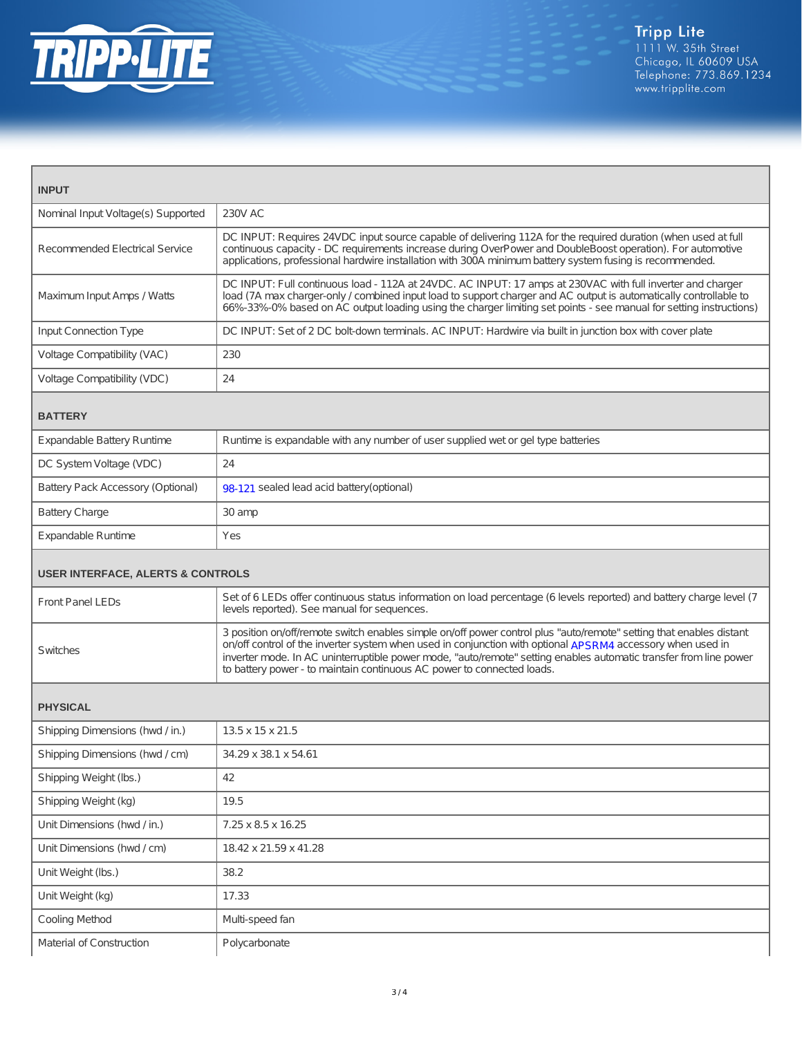| INPUT | |
|---|---|
| Nominal Input Voltage(s) Supported | 230V AC |
| Recommended Electrical Service | DC INPUT: Requires 24VDC input source capable of delivering 112A for the required duration (when used at full continuous capacity - DC requirements increase during OverPower and DoubleBoost operation). For automotive applications, professional hardwire installation with 300A minimum battery system fusing is recommended. |
| Maximum Input Amps / Watts | DC INPUT: Full continuous load - 112A at 24VDC. AC INPUT: 17 amps at 230VAC with full inverter and charger load (7A max charger-only / combined input load to support charger and AC output is automatically controllable to 66%-33%-0% based on AC output loading using the charger limiting set points - see manual for setting instructions) |
| Input Connection Type | DC INPUT: Set of 2 DC bolt-down terminals. AC INPUT: Hardwire via built in junction box with cover plate |
| Voltage Compatibility (VAC) | 230 |
| Voltage Compatibility (VDC) | 24 |
| **BATTERY** | |
| Expandable Battery Runtime | Runtime is expandable with any number of user supplied wet or gel type batteries |
| DC System Voltage (VDC) | 24 |
| Battery Pack Accessory (Optional) | 98-121 sealed lead acid battery(optional) |
| Battery Charge | 30 amp |
| Expandable Runtime | Yes |
| **USER INTERFACE, ALERTS & CONTROLS** | |
| Front Panel LEDs | Set of 6 LEDs offer continuous status information on load percentage (6 levels reported) and battery charge level (7 levels reported). See manual for sequences. |
| Switches | 3 position on/off/remote switch enables simple on/off power control plus "auto/remote" setting that enables distant on/off control of the inverter system when used in conjunction with optional APSRM4 accessory when used in inverter mode. In AC uninterruptible power mode, "auto/remote" setting enables automatic transfer from line power to battery power - to maintain continuous AC power to connected loads. |
| **PHYSICAL** | |
| Shipping Dimensions (hwd / in.) | 13.5 x 15 x 21.5 |
| Shipping Dimensions (hwd / cm) | 34.29 x 38.1 x 54.61 |
| Shipping Weight (lbs.) | 42 |
| Shipping Weight (kg) | 19.5 |
| Unit Dimensions (hwd / in.) | 7.25 x 8.5 x 16.25 |
| Unit Dimensions (hwd / cm) | 18.42 x 21.59 x 41.28 |
| Unit Weight (lbs.) | 38.2 |
| Unit Weight (kg) | 17.33 |
| Cooling Method | Multi-speed fan |
| Material of Construction | Polycarbonate |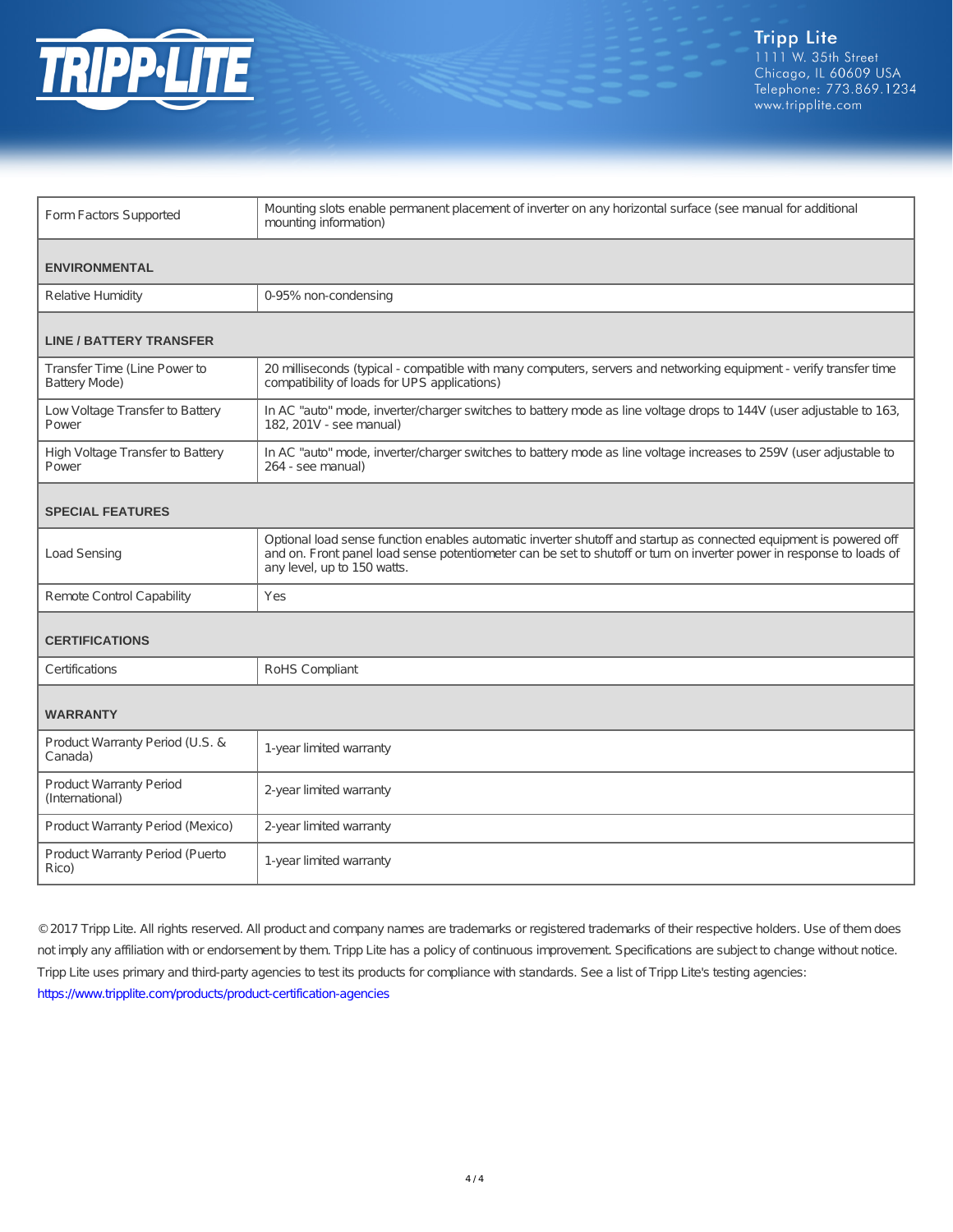| | |
|---|---|
| Form Factors Supported | Mounting slots enable permanent placement of inverter on any horizontal surface (see manual for additional mounting information) |
| **ENVIRONMENTAL** | |
| Relative Humidity | 0-95% non-condensing |
| **LINE / BATTERY TRANSFER** | |
| Transfer Time (Line Power to Battery Mode) | 20 milliseconds (typical - compatible with many computers, servers and networking equipment - verify transfer time compatibility of loads for UPS applications) |
| Low Voltage Transfer to Battery Power | In AC "auto" mode, inverter/charger switches to battery mode as line voltage drops to 144V (user adjustable to 163, 182, 201V - see manual) |
| High Voltage Transfer to Battery Power | In AC "auto" mode, inverter/charger switches to battery mode as line voltage increases to 259V (user adjustable to 264 - see manual) |
| **SPECIAL FEATURES** | |
| Load Sensing | Optional load sense function enables automatic inverter shutoff and startup as connected equipment is powered off and on. Front panel load sense potentiometer can be set to shutoff or turn on inverter power in response to loads of any level, up to 150 watts. |
| Remote Control Capability | Yes |
| **CERTIFICATIONS** | |
| Certifications | RoHS Compliant |
| **WARRANTY** | |
| Product Warranty Period (U.S. & Canada) | 1-year limited warranty |
| Product Warranty Period (International) | 2-year limited warranty |
| Product Warranty Period (Mexico) | 2-year limited warranty |
| Product Warranty Period (Puerto Rico) | 1-year limited warranty |

© 2017 Tripp Lite. All rights reserved. All product and company names are trademarks or registered trademarks of their respective holders. Use of them does not imply any affiliation with or endorsement by them. Tripp Lite has a policy of continuous improvement. Specifications are subject to change without notice. Tripp Lite uses primary and third-party agencies to test its products for compliance with standards. See a list of Tripp Lite's testing agencies: https://www.tripplite.com/products/product-certification-agencies